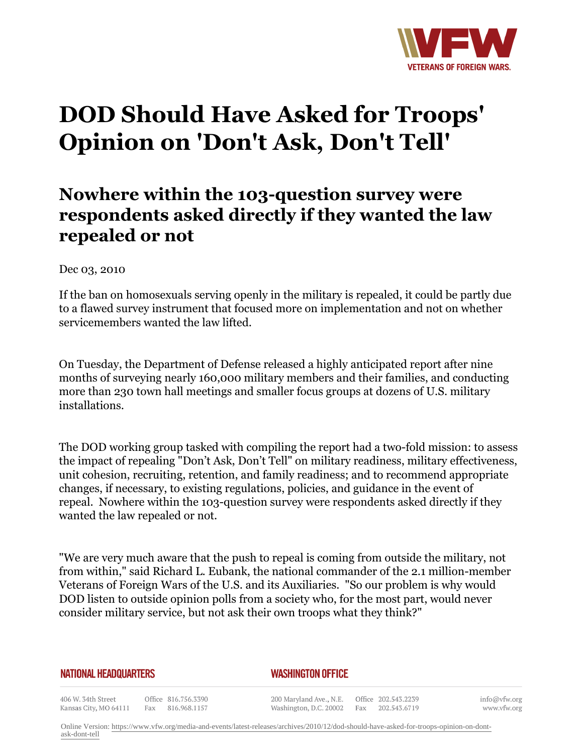# DOD Should Have Asked for Troops' Opinion on 'Don't Ask, Don't Tell'

## Nowhere within the 103-question survey were respondents asked directly if they wanted the law repealed or not

Dec 03, 2010

If the ban on homosexuals serving openly in the military is repealed, it could be partly due to a flawed survey instrument that focused more on implementation and not on whether servicemembers wanted the law lifted.

On Tuesday, the Department of Defense released a highly anticipated report after nine months of surveying nearly 160,000 military members and their families, and conducting more than 230 town hall meetings and smaller focus groups at dozens of U.S. military installations.

The DOD working group tasked with compiling the report had a two-fold mission: to assess the impact of repealing "Don't Ask, Don't Tell" on military readiness, military effectiveness, unit cohesion, recruiting, retention, and family readiness; and to recommend appropriate changes, if necessary, to existing regulations, policies, and guidance in the event of repeal. Nowhere within the 103-question survey were respondents asked directly if they wanted the law repealed or not.

"We are very much aware that the push to repeal is coming from outside the military, not from within," said Richard L. Eubank, the national commander of the 2.1 million-member Veterans of Foreign Wars of the U.S. and its Auxiliaries. "So our problem is why would DOD listen to outside opinion polls from a society who, for the most part, would never consider military service, but not ask their own troops what they think?"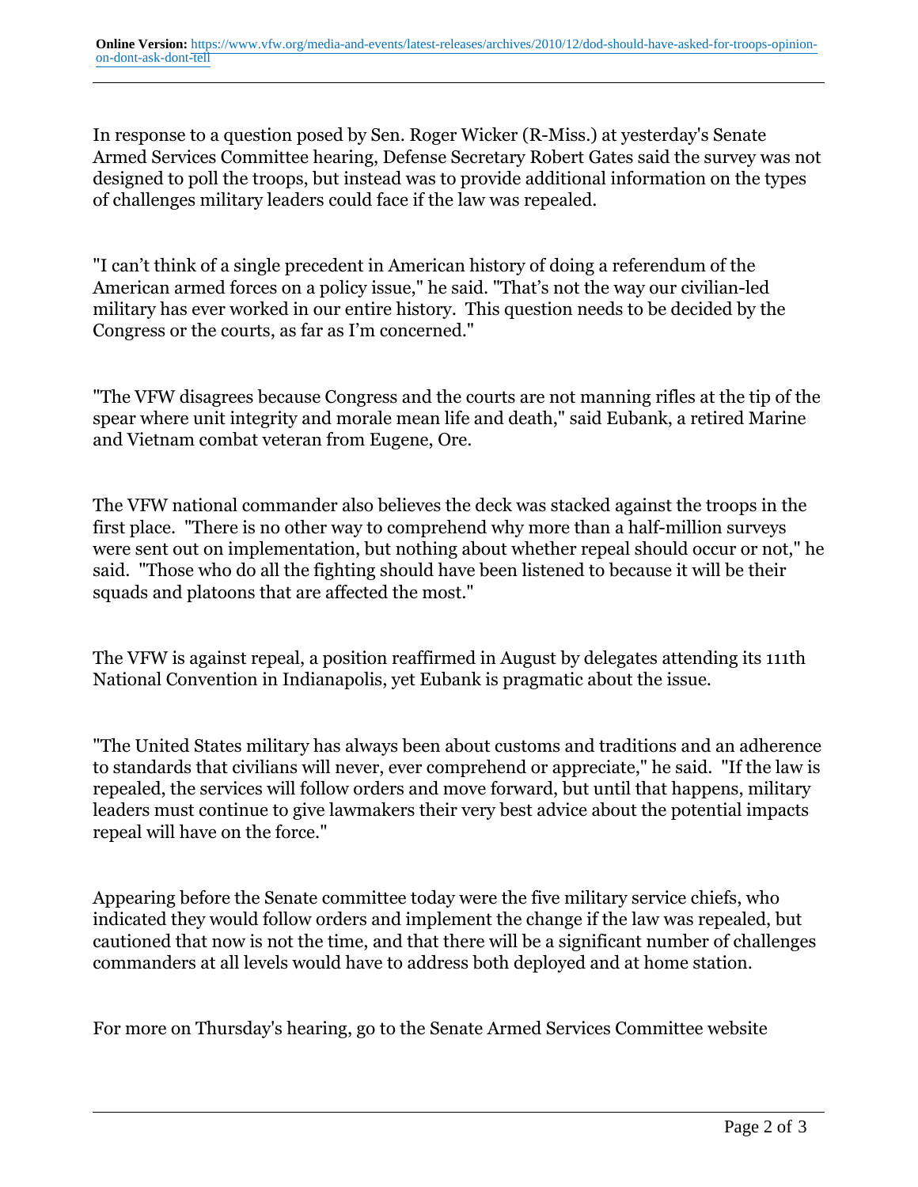In response to a question posed by Sen. Roger Wicker (R-Miss.) at yesterday's Senate Armed Services Committee hearing, Defense Secretary Robert Gates said the survey was not designed to poll the troops, but instead was to provide additional information on the types of challenges military leaders could face if the law was repealed.

"I can't think of a single precedent in American history of doing a referendum of the American armed forces on a policy issue," he said. "That's not the way our civilian-led military has ever worked in our entire history.  This question needs to be decided by the Congress or the courts, as far as I'm concerned."

"The VFW disagrees because Congress and the courts are not manning rifles at the tip of the spear where unit integrity and morale mean life and death," said Eubank, a retired Marine and Vietnam combat veteran from Eugene, Ore.

The VFW national commander also believes the deck was stacked against the troops in the first place.  "There is no other way to comprehend why more than a half-million surveys were sent out on implementation, but nothing about whether repeal should occur or not," he said.  "Those who do all the fighting should have been listened to because it will be their squads and platoons that are affected the most."

The VFW is against repeal, a position reaffirmed in August by delegates attending its 111th National Convention in Indianapolis, yet Eubank is pragmatic about the issue.

"The United States military has always been about customs and traditions and an adherence to standards that civilians will never, ever comprehend or appreciate," he said.  "If the law is repealed, the services will follow orders and move forward, but until that happens, military leaders must continue to give lawmakers their very best advice about the potential impacts repeal will have on the force."

Appearing before the Senate committee today were the five military service chiefs, who indicated they would follow orders and implement the change if the law was repealed, but cautioned that now is not the time, and that there will be a significant number of challenges commanders at all levels would have to address both deployed and at home station.

For more on Thursday's hearing, go to the Senate Armed Services Committee website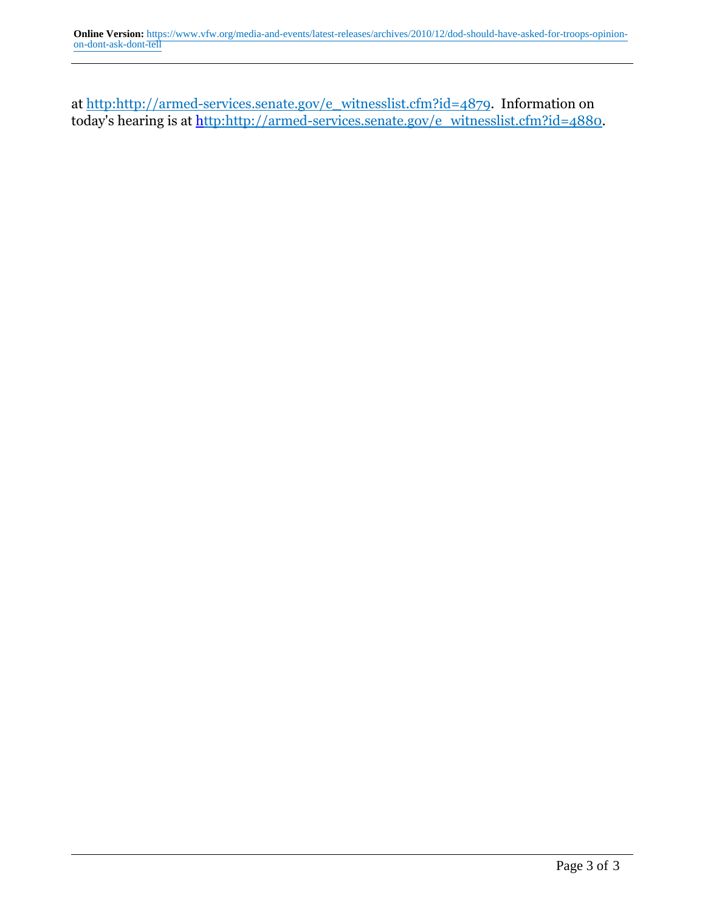at http:http://armed-services.senate.gov/e_witnesslist.cfm?id=4879. Information on today's hearing is at http:http://armed-services.senate.gov/e_witnesslist.cfm?id=4880.